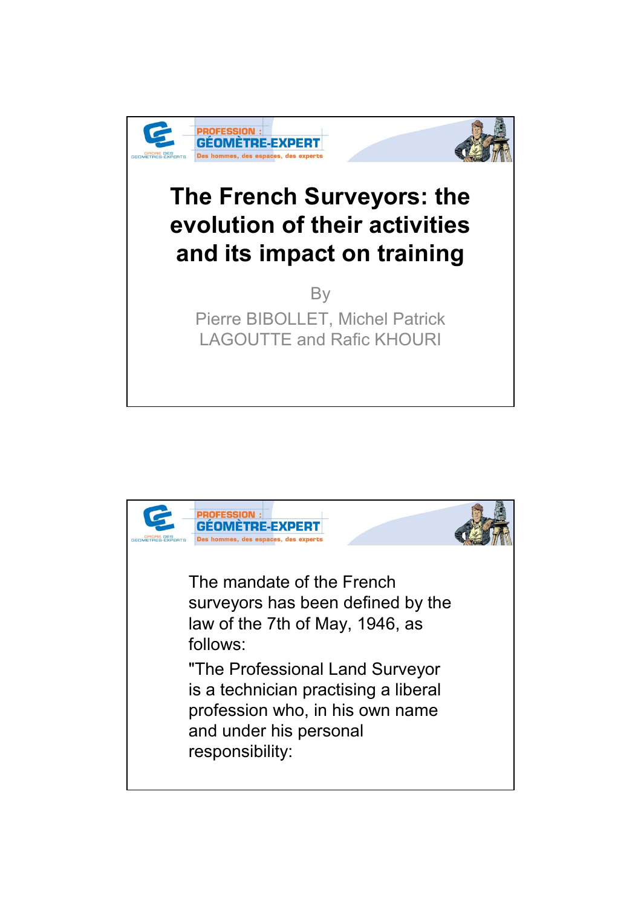# The French Surveyors: the evolution of their activities and its impact on training

By

Pierre BIBOLLET, Michel Patrick LAGOUTTE and Rafic KHOURI

---

The mandate of the French surveyors has been defined by the law of the 7th of May, 1946, as follows:

"The Professional Land Surveyor is a technician practising a liberal profession who, in his own name and under his personal responsibility: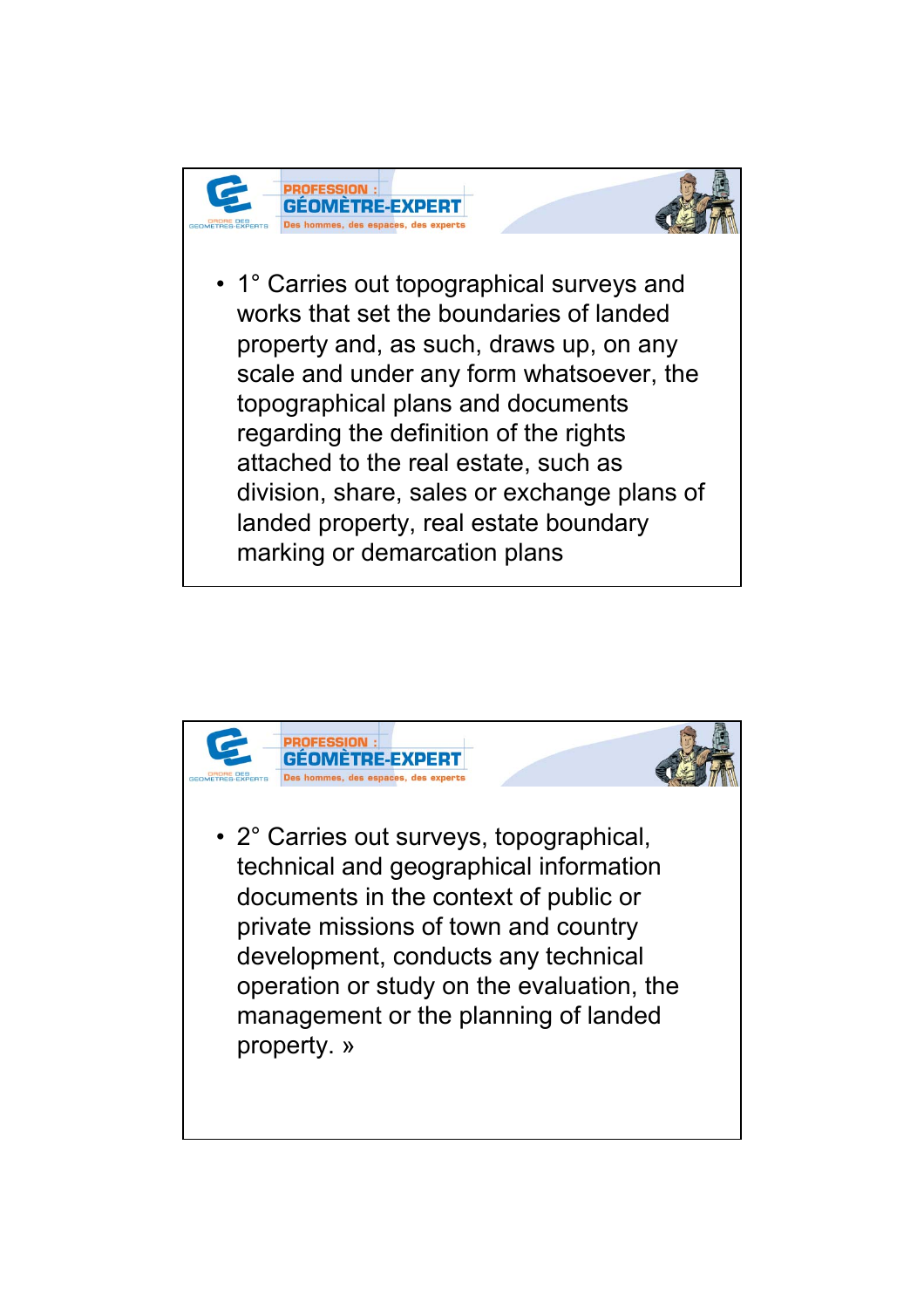- 1° Carries out topographical surveys and works that set the boundaries of landed property and, as such, draws up, on any scale and under any form whatsoever, the topographical plans and documents regarding the definition of the rights attached to the real estate, such as division, share, sales or exchange plans of landed property, real estate boundary marking or demarcation plans

- 2° Carries out surveys, topographical, technical and geographical information documents in the context of public or private missions of town and country development, conducts any technical operation or study on the evaluation, the management or the planning of landed property. »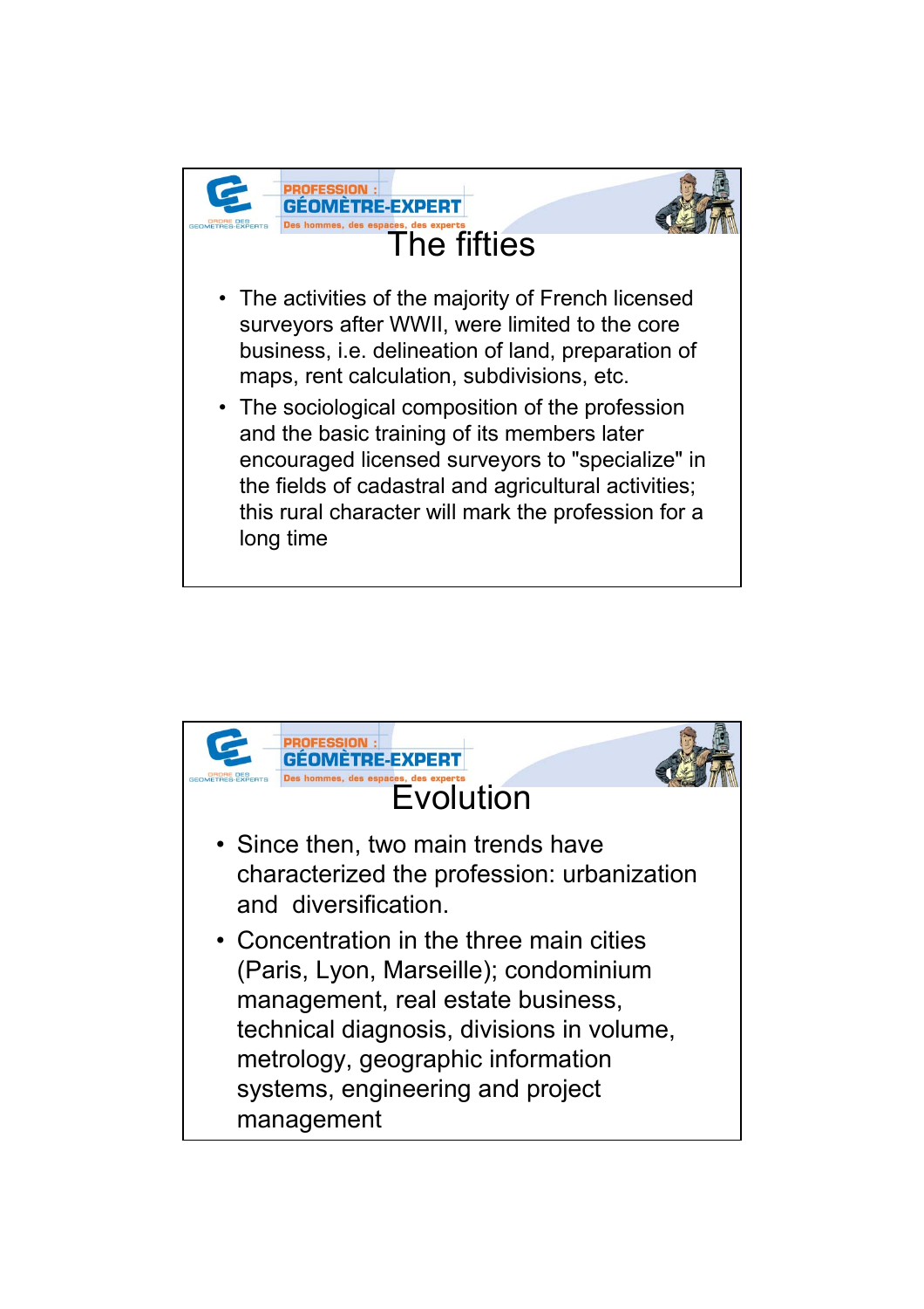## The fifties

- The activities of the majority of French licensed surveyors after WWII, were limited to the core business, i.e. delineation of land, preparation of maps, rent calculation, subdivisions, etc.
- The sociological composition of the profession and the basic training of its members later encouraged licensed surveyors to "specialize" in the fields of cadastral and agricultural activities; this rural character will mark the profession for a long time

## Evolution

- Since then, two main trends have characterized the profession: urbanization and diversification.
- Concentration in the three main cities (Paris, Lyon, Marseille); condominium management, real estate business, technical diagnosis, divisions in volume, metrology, geographic information systems, engineering and project management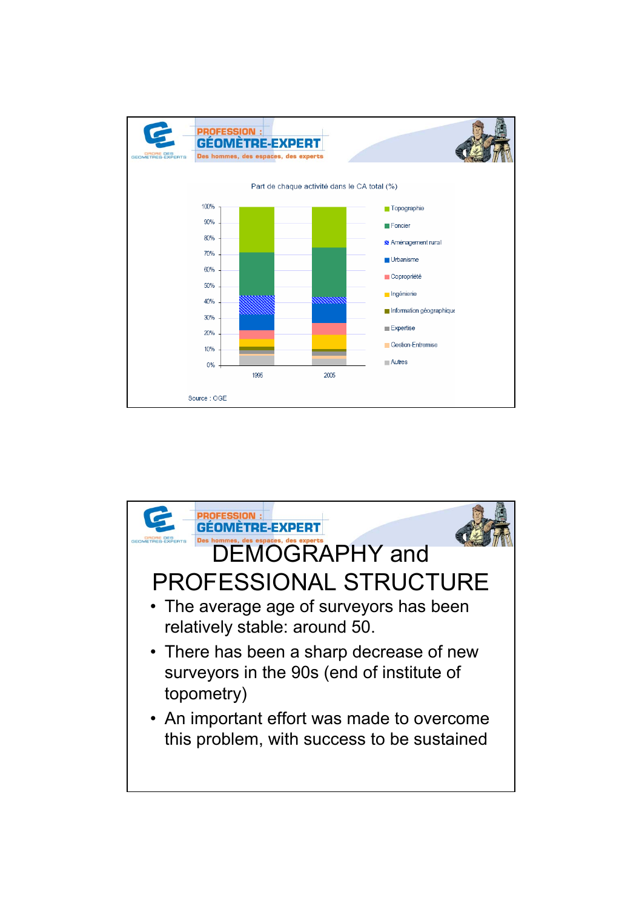PROFESSION : GÉOMÈTRE-EXPERT

Des hommes, des espaces, des experts

Part de chaque activité dans le CA total (%)

Topographie, Foncier, Aménagement rural, Urbanisme, Copropriété, Ingénierie, Information géographique, Expertise, Gestion-Entremise, Autres

1995 — 2005

Source : OGE

---

PROFESSION : GÉOMÈTRE-EXPERT

Des hommes, des espaces, des experts

# DEMOGRAPHY and PROFESSIONAL STRUCTURE

- The average age of surveyors has been relatively stable: around 50.
- There has been a sharp decrease of new surveyors in the 90s (end of institute of topometry)
- An important effort was made to overcome this problem, with success to be sustained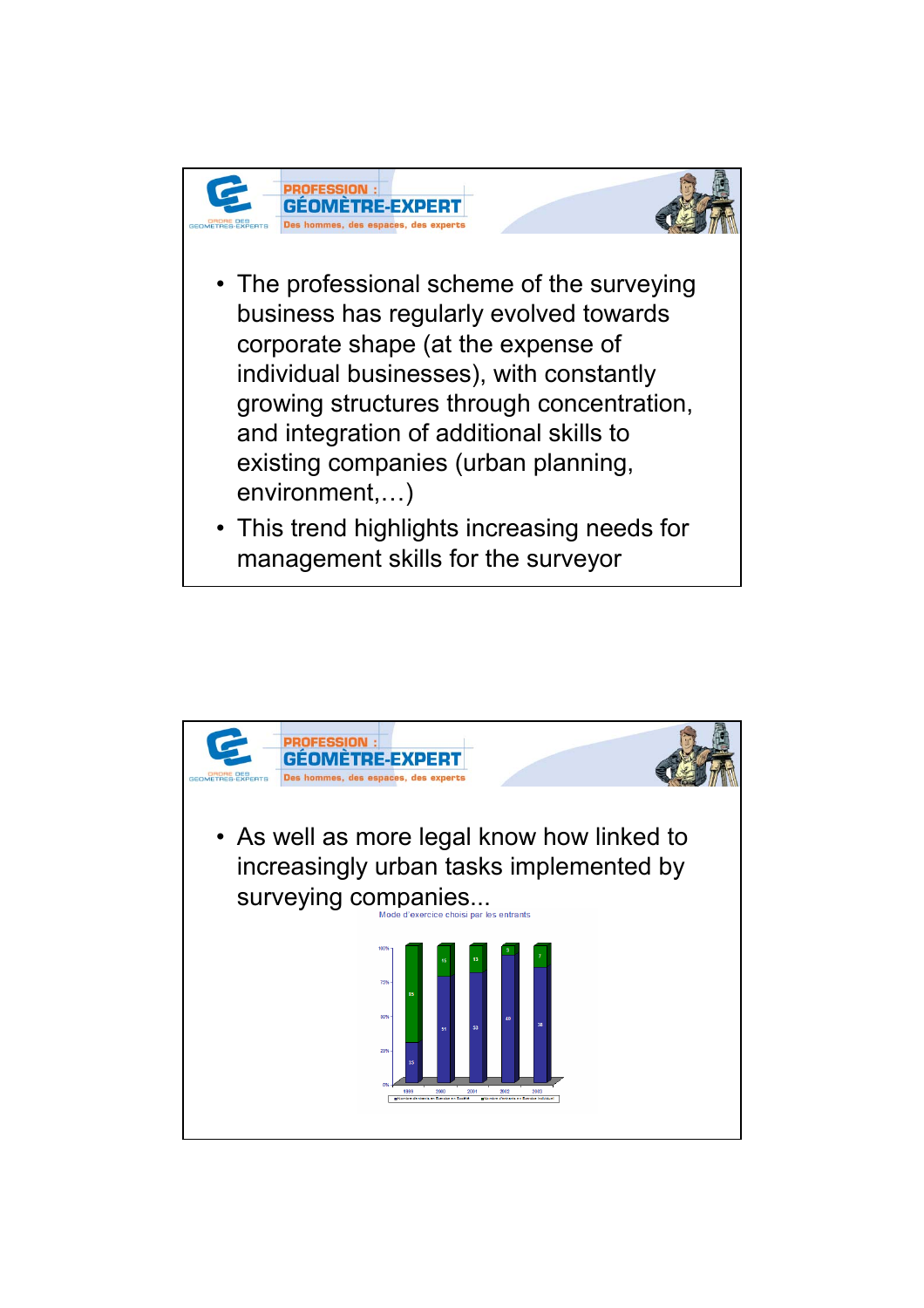PROFESSION : GÉOMÈTRE-EXPERT

Des hommes, des espaces, des experts

- The professional scheme of the surveying business has regularly evolved towards corporate shape (at the expense of individual businesses), with constantly growing structures through concentration, and integration of additional skills to existing companies (urban planning, environment,…)
- This trend highlights increasing needs for management skills for the surveyor

PROFESSION : GÉOMÈTRE-EXPERT

Des hommes, des espaces, des experts

- As well as more legal know how linked to increasingly urban tasks implemented by surveying companies...

Mode d'exercice choisi par les entrants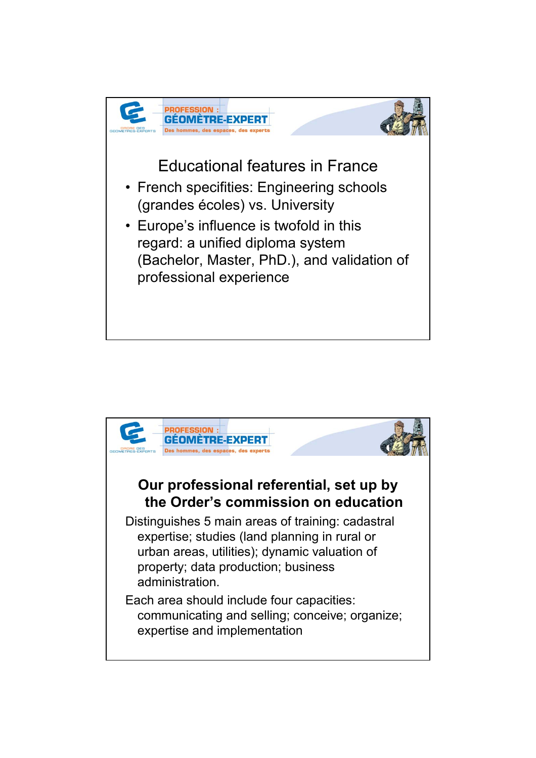## Educational features in France

- French specifities: Engineering schools (grandes écoles) vs. University
- Europe's influence is twofold in this regard: a unified diploma system (Bachelor, Master, PhD.), and validation of professional experience

## Our professional referential, set up by the Order's commission on education

Distinguishes 5 main areas of training: cadastral expertise; studies (land planning in rural or urban areas, utilities); dynamic valuation of property; data production; business administration.

Each area should include four capacities: communicating and selling; conceive; organize; expertise and implementation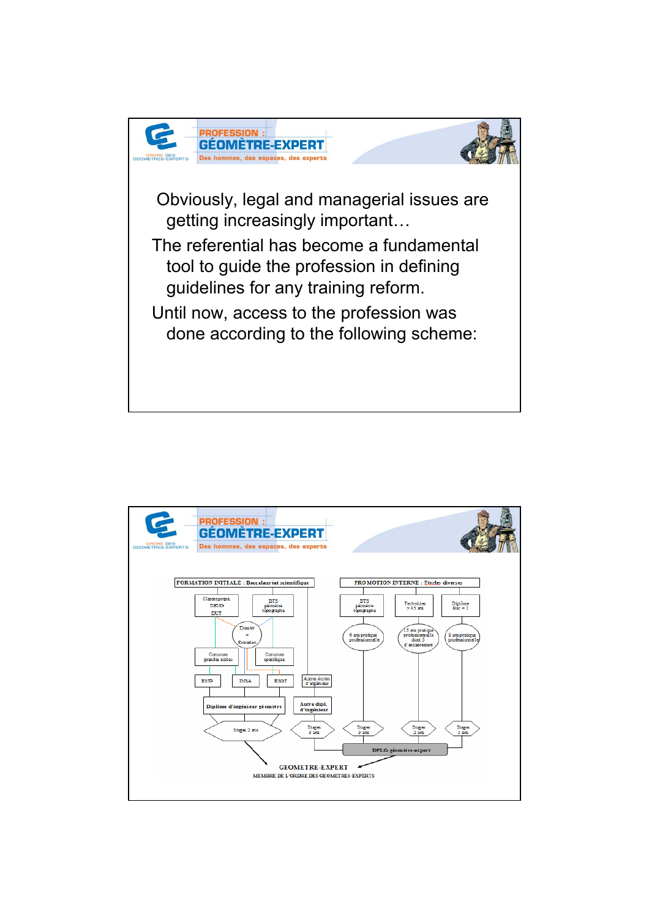PROFESSION : GÉOMÈTRE-EXPERT

Des hommes, des espaces, des experts

Obviously, legal and managerial issues are getting increasingly important…

The referential has become a fundamental tool to guide the profession in defining guidelines for any training reform.

Until now, access to the profession was done according to the following scheme:

---

PROFESSION : GÉOMÈTRE-EXPERT

Des hommes, des espaces, des experts

FORMATION INITIALE : Baccalauréat scientifique

- Classe prépa, DEUG, DUT
- BTS géomètre topographe
- Dossier + Entretien
- Concours grandes écoles
- Concours spécifique
- ESTP
- INSA
- ESGT
- Autres écoles d'ingénieurs
- Diplôme d'ingénieur géomètre
- Autre dipl. d'ingénieur
- Stages 2 ans
- Stages 3 ans

PROMOTION INTERNE : Études diverses

- BTS géomètre topographe
- Technicien > 35 ans
- Diplôme Bac + 2
- 6 ans pratique professionnelle
- 15 ans pratique professionnelle dont 5 d'encadrement
- 8 ans pratique professionnelle
- Stages 3 ans
- Stages 2 ans
- Stages 3 ans

DPLG géomètre-expert

GEOMETRE-EXPERT

MEMBRE DE L'ORDRE DES GEOMETRES-EXPERTS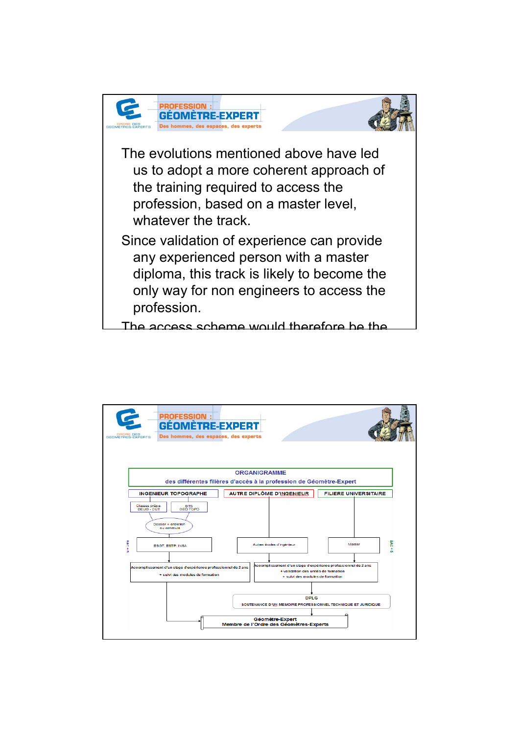PROFESSION : GÉOMÈTRE-EXPERT

Des hommes, des espaces, des experts

The evolutions mentioned above have led us to adopt a more coherent approach of the training required to access the profession, based on a master level, whatever the track.

Since validation of experience can provide any experienced person with a master diploma, this track is likely to become the only way for non engineers to access the profession.

The access scheme would therefore be the

PROFESSION : GÉOMÈTRE-EXPERT

Des hommes, des espaces, des experts

ORGANIGRAMME

des différentes filières d'accès à la profession de Géomètre-Expert

INGENIEUR TOPOGRAPHE

- Classes prépa. DEUG - DUT
- BTS GEO TOPO
- Dossier + entretien ou concours
- ESGT, ESTP, INSA
- Accomplissement d'un stage d'expérience professionnel de 2 ans + suivi des modules de formation

AUTRE DIPLÔME D'INGENIEUR

- Autres écoles d'ingénieur

FILIERE UNIVERSITAIRE

- Master

Accomplissement d'un stage d'expérience professionnel de 2 ans + validation des unités de formation + suivi des modules de formation

DPLG

SOUTENANCE D'UN MEMOIRE PROFESSIONNEL TECHNIQUE ET JURIDIQUE

Géomètre-Expert

Membre de l'Ordre des Géomètres-Experts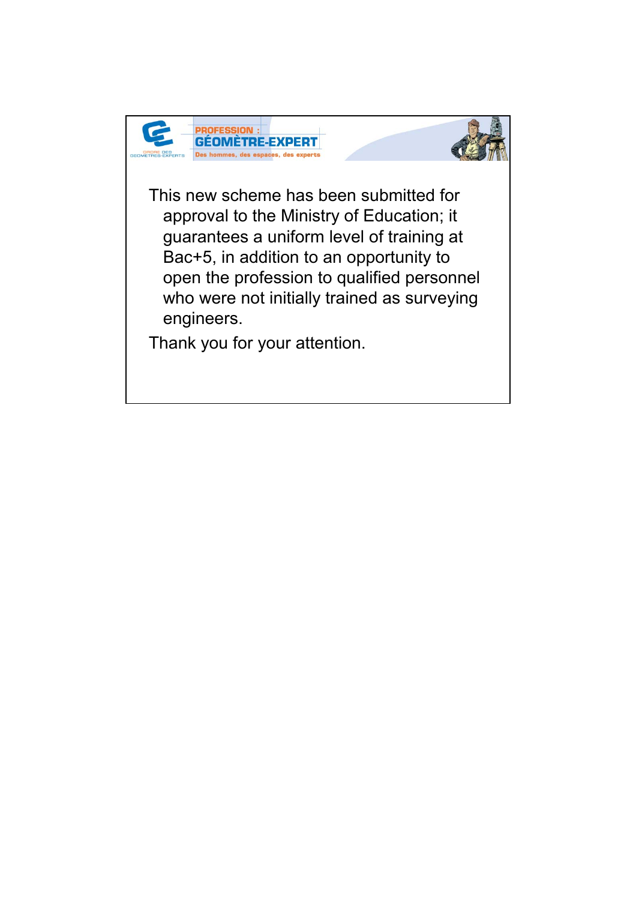This new scheme has been submitted for approval to the Ministry of Education; it guarantees a uniform level of training at Bac+5, in addition to an opportunity to open the profession to qualified personnel who were not initially trained as surveying engineers.

Thank you for your attention.